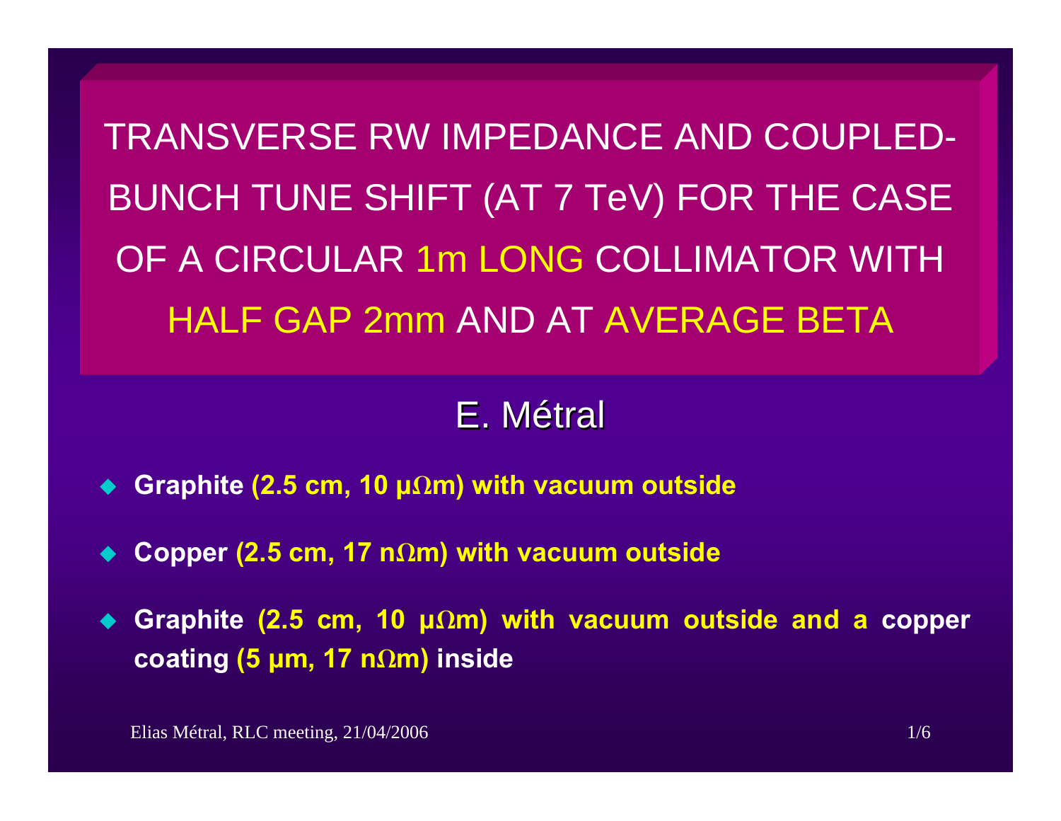# TRANSVERSE RW IMPEDANCE AND COUPLED-BUNCH TUNE SHIFT (AT 7 TeV) FOR THE CASE OF A CIRCULAR 1m LONG COLLIMATOR WITH HALF GAP 2mm AND AT AVERAGE BETA

E. Métral

- **Graphite (2.5 cm, 10 μΩm) with vacuum outside**
- **Copper (2.5 cm, 17 nΩm) with vacuum outside**
- **Graphite (2.5 cm, 10 μΩm) with vacuum outside and a copper coating (5 μm, 17 nΩm) inside**

Elias Métral, RLC meeting, 21/04/2006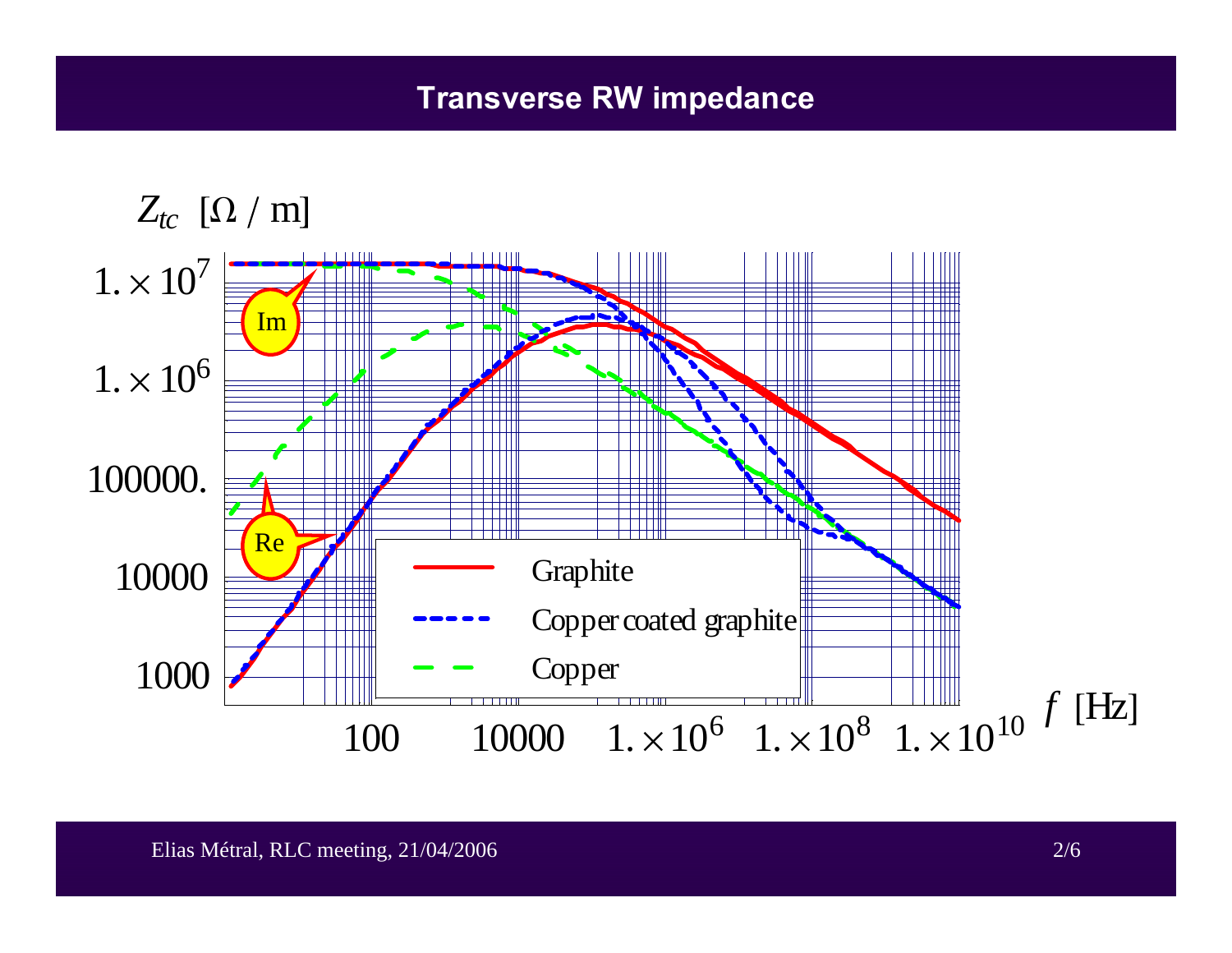# Transverse RW impedance

$Z_{tc}$ [Ω / m]

Im

Re

Graphite

Copper coated graphite

Copper

$1.\times10^7$

$1.\times10^6$

100000.

10000

1000

100

10000

$1.\times10^6$

$1.\times10^8$

$1.\times10^{10}$

$f$ [Hz]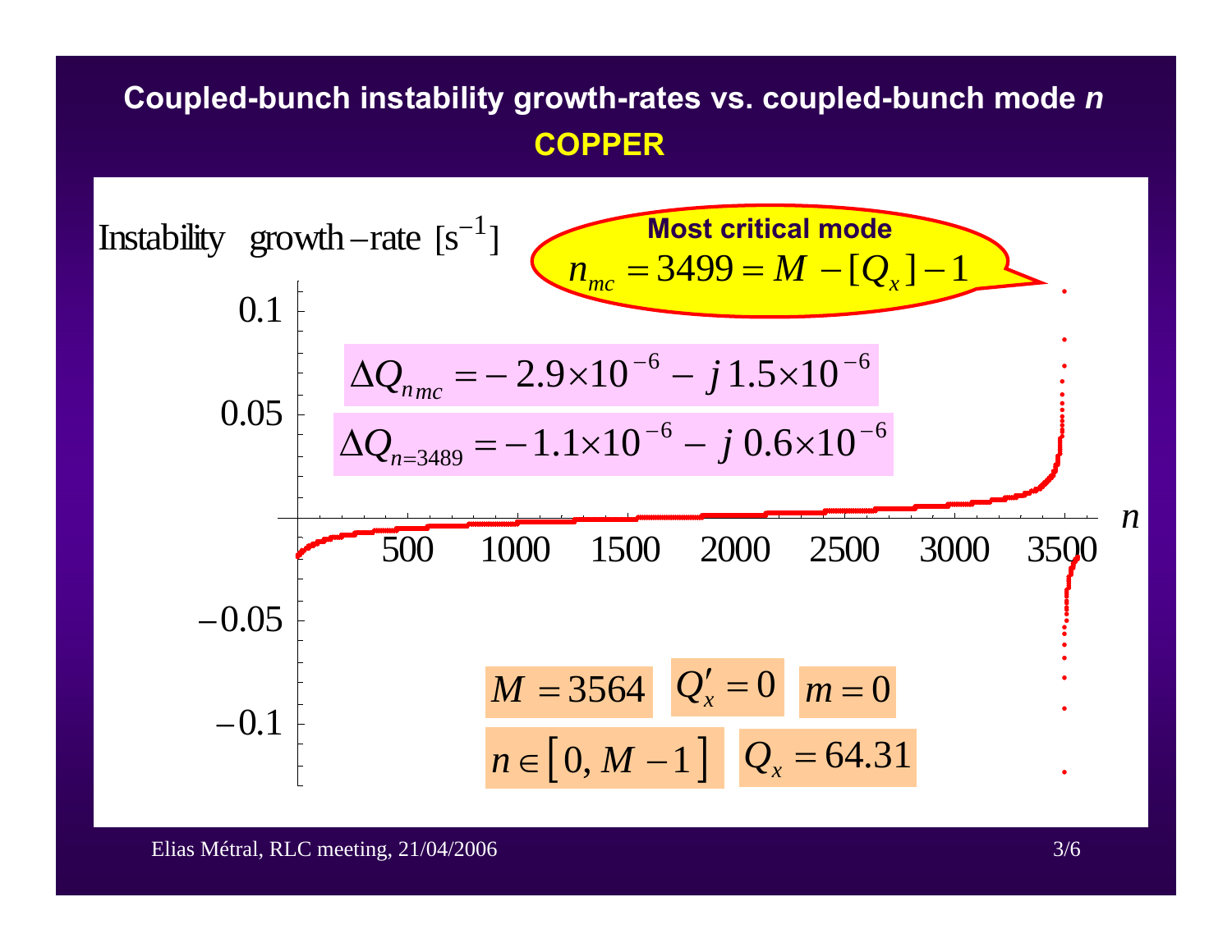## Coupled-bunch instability growth-rates vs. coupled-bunch mode *n*

### COPPER

Instability growth-rate $[\mathrm{s}^{-1}]$

**Most critical mode**

$$n_{mc} = 3499 = M - [Q_x] - 1$$

$$\Delta Q_{n_{mc}} = -2.9 \times 10^{-6} - j\,1.5 \times 10^{-6}$$

$$\Delta Q_{n=3489} = -1.1 \times 10^{-6} - j\,0.6 \times 10^{-6}$$

$M = 3564$ $\quad Q'_x = 0$ $\quad m = 0$

$n \in [0, M-1]$ $\quad Q_x = 64.31$

Elias Métral, RLC meeting, 21/04/2006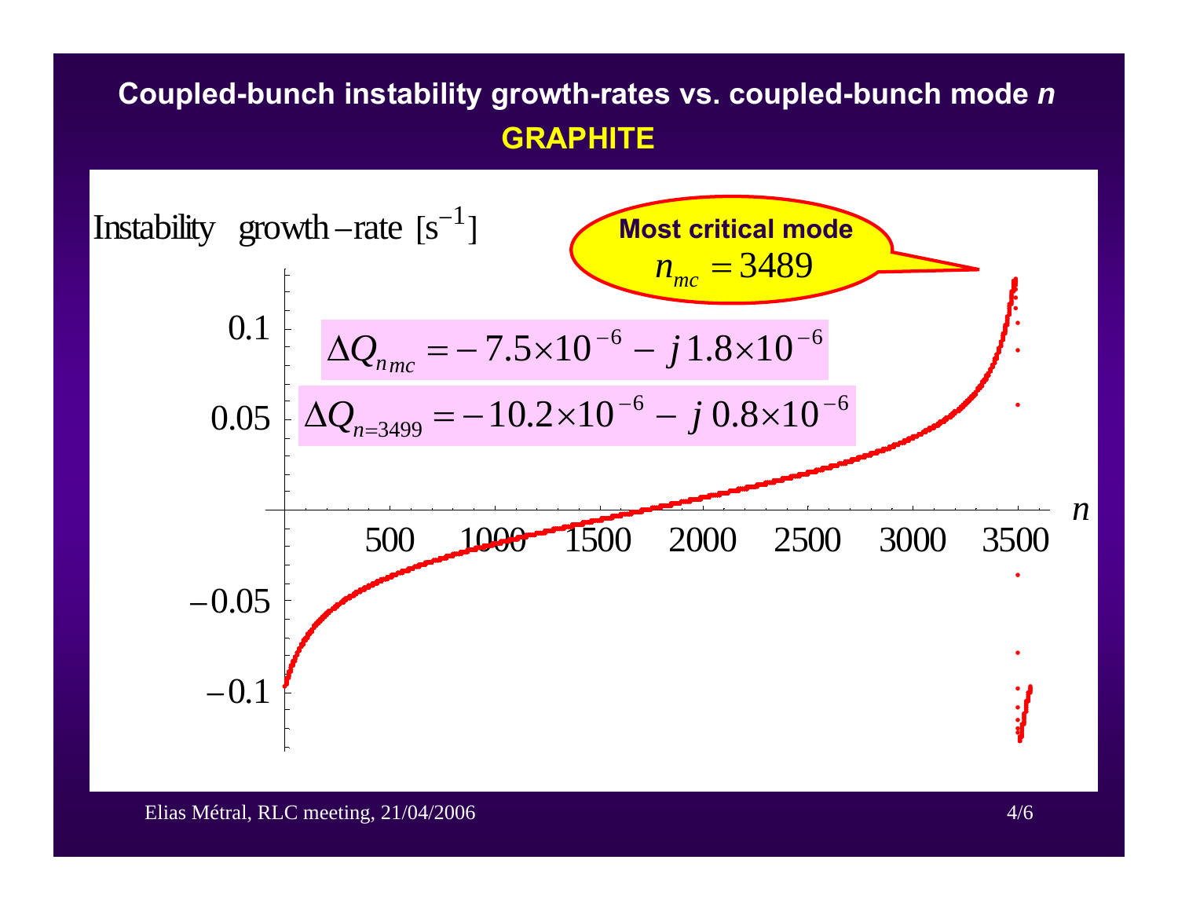# Coupled-bunch instability growth-rates vs. coupled-bunch mode *n*

## GRAPHITE

Instability growth-rate [s$^{-1}$]

**Most critical mode**
$n_{mc} = 3489$

$$\Delta Q_{n_{mc}} = -7.5\times10^{-6} - j\,1.8\times10^{-6}$$

$$\Delta Q_{n=3499} = -10.2\times10^{-6} - j\,0.8\times10^{-6}$$

Elias Métral, RLC meeting, 21/04/2006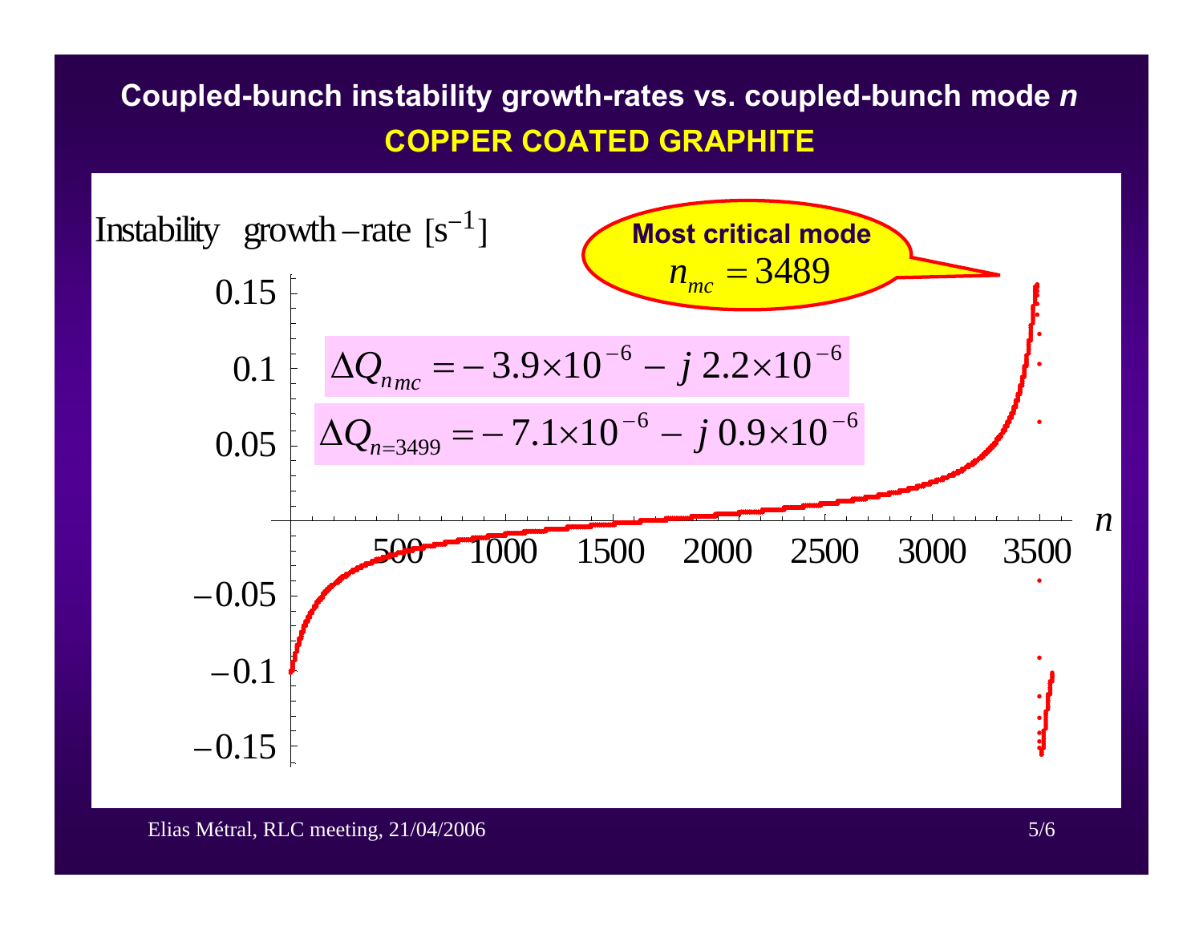## Coupled-bunch instability growth-rates vs. coupled-bunch mode *n*

### COPPER COATED GRAPHITE

Instability growth-rate $[s^{-1}]$

**Most critical mode**
$n_{mc} = 3489$

$$\Delta Q_{n_{mc}} = -3.9 \times 10^{-6} - j\,2.2 \times 10^{-6}$$

$$\Delta Q_{n=3499} = -7.1 \times 10^{-6} - j\,0.9 \times 10^{-6}$$

Elias Métral, RLC meeting, 21/04/2006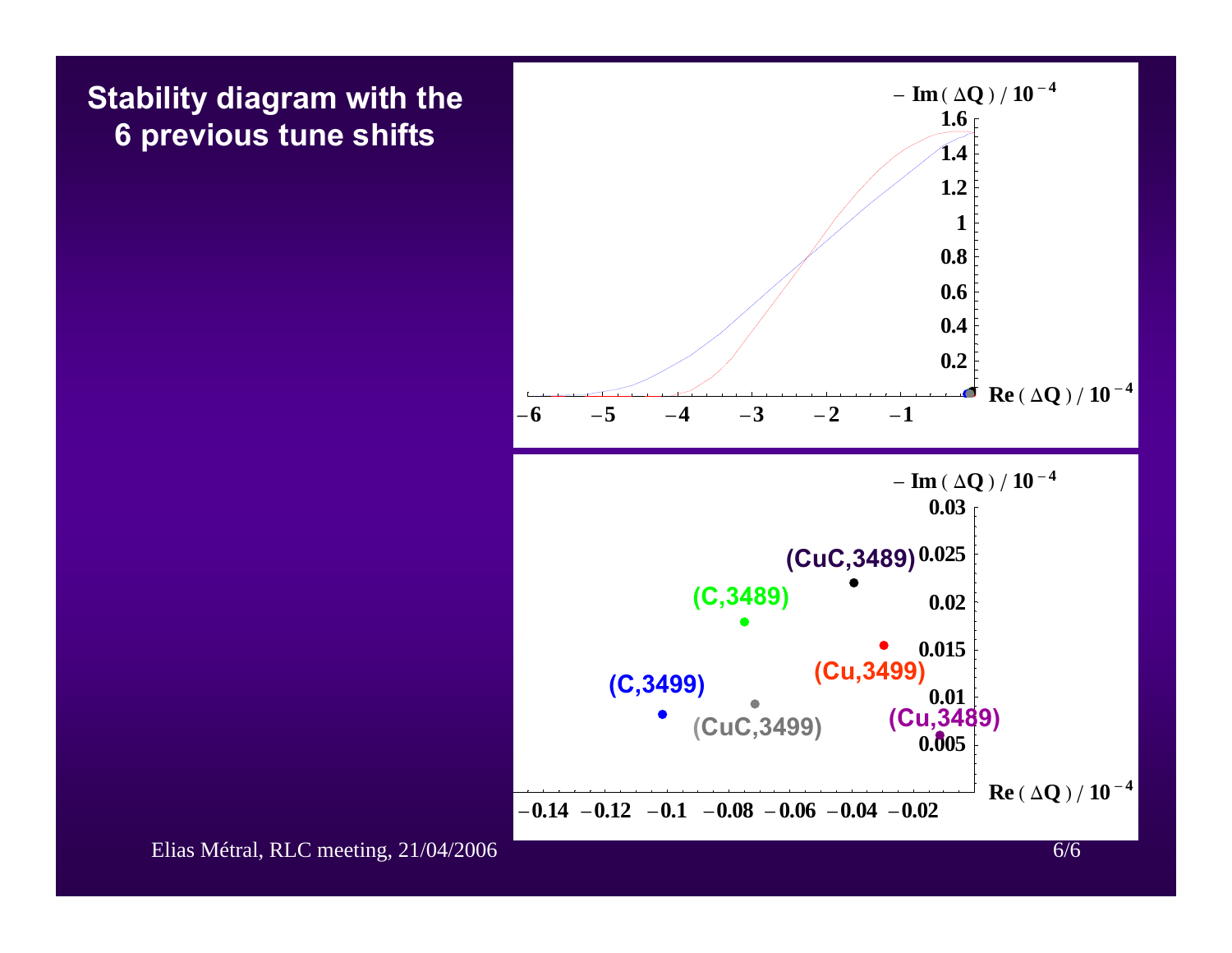# Stability diagram with the 6 previous tune shifts

$-\,\mathrm{Im}(\Delta Q)\,/\,10^{-4}$

1.6
1.4
1.2
1
0.8
0.6
0.4
0.2

$\mathrm{Re}(\Delta Q)\,/\,10^{-4}$

−6 −5 −4 −3 −2 −1

$-\,\mathrm{Im}(\Delta Q)\,/\,10^{-4}$

0.03
0.025
0.02
0.015
0.01
0.005

(CuC,3489)
(C,3489)
(Cu,3499)
(C,3499)
(CuC,3499)
(Cu,3489)

$\mathrm{Re}(\Delta Q)\,/\,10^{-4}$

−0.14 −0.12 −0.1 −0.08 −0.06 −0.04 −0.02

Elias Métral, RLC meeting, 21/04/2006